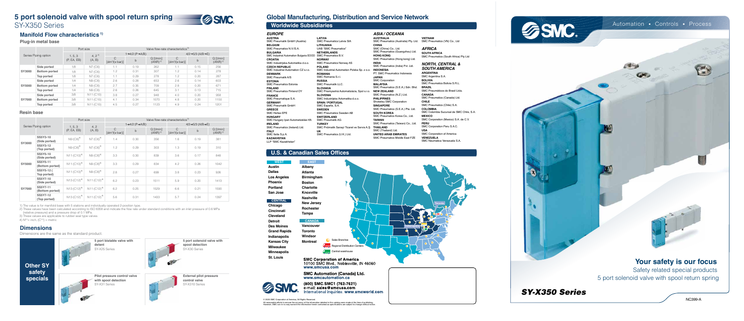# 5 port solenoid valve with spool return spring

## SY-X350 Series

### Manifold Flow characteristics 1)

#### Plug-in metal base

| Series | Piping option | Port size 1, 5, 3 (P, EA, EB) | Port size 4, 2 4) (A, B) | 1→4/2 (P→A/B) C [dm³/(s·bar)] | 1→4/2 (P→A/B) b | 1→4/2 (P→A/B) Q [l/min] (ANR) 2) | 4/2→5/3 (A/B→E) C [dm³/(s·bar)] | 4/2→5/3 (A/B→E) b | 4/2→5/3 (A/B→E) Q [l/min] (ANR) 2) |
|---|---|---|---|---|---|---|---|---|---|
| SY3000 | Side ported | 1/8 | N7 (C6) | 1.1 | 0.19 | 262 | 1.1 | 0.15 | 256 |
| | Bottom ported | 1/8 | N7 (C6) | 1.2 | 0.31 | 307 | 1.2 | 0.14 | 278 |
| | Top ported | 1/8 | N7 (C6) | 1.1 | 0.29 | 278 | 1.2 | 0.20 | 287 |
| SY5000 | Side ported | 1/4 | N9 (C8) | 2.6 | 0.28 | 653 | 2.6 | 0.14 | 603 |
| | Bottom ported | 1/4 | N9 (C8) | 2.7 | 0.35 | 709 | 2.8 | 0.20 | 671 |
| | Top ported | 1/4 | N9 (C8) | 2.6 | 0.26 | 645 | 3.1 | 0.13 | 715 |
| SY7000 | Side ported | 3/8 | N11 (C10) | 3.8 | 0.27 | 948 | 4.0 | 0.20 | 958 |
| | Bottom ported | 3/8 | N11 (C10) | 4.1 | 0.34 | 1070 | 4.8 | 0.20 | 1150 |
| | Top ported | 3/8 | N11 (C10) | 4.5 | 0.27 | 1123 | 4.9 | 0.24 | 1201 |

#### Resin base

| Series | Piping option | Port size 1, 5, 3 (P, EA, EB) | Port size 4, 2 (A, B) | 1→4/2 (P→A/B) C [dm³/(s·bar)] | 1→4/2 (P→A/B) b | 1→4/2 (P→A/B) Q [l/min] (ANR) 2) | 4/2→5/3 (A/B→E) C [dm³/(s·bar)] | 4/2→5/3 (A/B→E) b | 4/2→5/3 (A/B→E) Q [l/min] (ANR) 2) |
|---|---|---|---|---|---|---|---|---|---|
| SY3000 | SS5Y3-10 (Side ported) | N9 (C8) 4) | N7 (C6) 4) | 1.4 | 0.30 | 356 | 1.6 | 0.19 | 381 |
| | SS5Y3-12 (Top ported) | N9 (C8) 4) | N7 (C6) 4) | 1.2 | 0.29 | 303 | 1.3 | 0.19 | 310 |
| SY5000 | SS5Y5-10 (Side ported) | N11 (C10) 4) | N9 (C8) 4) | 3.3 | 0.30 | 839 | 3.6 | 0.17 | 848 |
| | SS5Y5-11 (Bottom ported) | N11 (C10) 4) | N9 (C8) 4) | 3.3 | 0.29 | 834 | 4.2 | 0.26 | 1042 |
| | SS5Y5-12 ( Top ported) | N11 (C10) 4) | N9 (C8) 4) | 2.8 | 0.27 | 698 | 3.8 | 0.23 | 926 |
| SY7000 | SS5Y7-10 (Side ported) | N13 (C12) 4) | N11 (C12) 4) | 6.2 | 0.23 | 1511 | 5.9 | 0.20 | 1413 |
| | SS5Y7-11 (Bottom ported) | N13 (C12) 4) | N11 (C12) 4) | 6.2 | 0.25 | 1529 | 6.6 | 0.21 | 1590 |
| | SS5Y7-12 (Top ported) | N13 (C12) 4) | N11 (C12) 4) | 5.6 | 0.31 | 1433 | 5.7 | 0.24 | 1397 |

1) The value is for manifold base with 5 stations and individually operated 2-position type.
2) These values have been calculated according to ISO 6358 and indicate the flow rate under standard conditions with an inlet pressure of 0.6 MPa (relative pressure) and a pressure drop of 0.1 MPa.
3) These values are applicable to rubber seal type valves.
4) N** = inch, (C**) = metric.

### Dimensions

Dimensions are the same as the standard product.

**Other SY safety specials**

- 5 port bistable valve with detent — SY-X25 Series
- 5 port solenoid valve with spool detection — SY-X30 Series
- Pilot pressure control valve with spool detection — SY-X31 Series
- External pilot pressure control valve — SY-X310 Series

## Global Manufacturing, Distribution and Service Network

### Worldwide Subsidiaries

#### EUROPE

**AUSTRIA** SMC Pneumatik GmbH (Austria)
**BELGIUM** SMC Pneumatics N.V./S.A.
**BULGARIA** SMC Industrial Automation Bulgaria EOOD
**CROATIA** SMC Industrijska Automatika d.o.o.
**CZECH REPUBLIC** SMC Industrial Automation CZ s.r.o.
**DENMARK** SMC Pneumatik A/S
**ESTONIA** SMC Pneumatics Estonia
**FINLAND** SMC Pneumatics Finland OY
**FRANCE** SMC Pneumatique S.A.
**GERMANY** SMC Pneumatik GmbH
**GREECE** SMC Hellas EPE
**HUNGARY** SMC Hungary Ipari Automatizálási Kft.
**IRELAND** SMC Pneumatics (Ireland) Ltd.
**ITALY** SMC Italia S.p.A.
**KAZAKHSTAN** LLP "SMC Kazakhstan"
**LATVIA** SMC Pneumatics Latvia SIA
**LITHUANIA** UAB "SMC Pneumatics"
**NETHERLANDS** SMC Pneumatics B.V.
**NORWAY** SMC Pneumatics Norway AS
**POLAND** SMC Industrial Automation Polska Sp. z o.o.
**ROMANIA** SMC Romania S.r.l.
**RUSSIA** SMC Pneumatik LLC.
**SLOVAKIA** SMC Priemyselná Automatizáciá, Spol s.r.o.
**SLOVENIA** SMC Industrijska Avtomatika d.o.o.
**SPAIN / PORTUGAL** SMC España, S.A.
**SWEDEN** SMC Pneumatics Sweden AB
**SWITZERLAND** SMC Pneumatik AG
**TURKEY** SMC Pnömatik Sanayi Ticaret ve Servis A.Ş.
**UK** SMC Pneumatics (U.K.) Ltd.

#### ASIA / OCEANIA

**AUSTRALIA** SMC Pneumatics (Australia) Pty. Ltd.
**CHINA** SMC (China) Co., Ltd.; SMC Pneumatics (Guangzhou) Ltd.
**HONG KONG** SMC Pneumatics (Hong kong) Ltd.
**INDIA** SMC Pneumatics (India) Pvt. Ltd.
**INDONESIA** PT. SMC Pneumatics Indonesia
**JAPAN** SMC Corporation
**MALAYSIA** SMC Pneumatics (S.E.A.) Sdn. Bhd.
**NEW ZEALAND** SMC Pneumatics (N.Z.) Ltd.
**PHILIPPINES** Shoketsu SMC Corporation
**SINGAPORE** SMC Pneumatics (S.E.A.) Pte. Ltd.
**SOUTH KOREA** SMC Pneumatics Korea Co., Ltd.
**TAIWAN** SMC Pneumatics (Taiwan) Co., Ltd.
**THAILAND** SMC (Thailand) Ltd.
**UNITED ARAB EMIRATES** SMC Pneumatics Middle East FZE
**VIETNAM** SMC Pneumatics (VN) Co., Ltd

#### AFRICA

**SOUTH AFRICA** SMC Pneumatics (South Africa) Pty Ltd

#### NORTH, CENTRAL & SOUTH AMERICA

**ARGENTINA** SMC Argentina S.A.
**BOLIVIA** SMC Pneumatics Bolivia S.R.L.
**BRAZIL** SMC Pneumáticos do Brasil Ltda.
**CANADA** SMC Pneumatics (Canada) Ltd.
**CHILE** SMC Pneumatics (Chile) S.A.
**COLOMBIA** SMC Colombia Sucursal de SMC Chile, S.A.
**MEXICO** SMC Corporation (Mexico) S.A. de C.V.
**PERU** SMC Corporation Peru S.A.C.
**USA** SMC Corporation of America
**VENEZUELA** SMC Neumatica Venezuela S.A.

### U.S. & Canadian Sales Offices

**WEST**
Austin
Dallas
Los Angeles
Phoenix
Portland
San Jose

**CENTRAL**
Chicago
Cincinnati
Cleveland
Detroit
Des Moines
Grand Rapids
Indianapolis
Kansas City
Milwaukee
Minneapolis
St. Louis

**EAST**
Albany
Atlanta
Birmingham
Boston
Charlotte
Knoxville
Nashville
New Jersey
Rochester
Tampa

**CANADA**
Vancouver
Toronto
Windsor
Montreal

Sales Branches
Regional Distribution Centers
Central warehouse

**SMC Corporation of America**
10100 SMC Blvd., Noblesville, IN 46060
www.smcusa.com

**SMC Automation (Canada) Ltd.**
www.smcautomation.ca

**(800) SMC.SMC1 (762-7621)**
e-mail: sales@smcusa.com
International inquiries: www.smcworld.com

© 2020 SMC Corporation of America, All Rights Reserved.
All reasonable efforts to ensure the accuracy of the information detailed in this catalog were made at the time of publishing. However, SMC can in no way warrant the information herein contained as specifications are subject to change without notice.

Automation • Controls • Process

## Your safety is our focus

Safety related special products
5 port solenoid valve with spool return spring

**SY-X350 Series**

NC399-A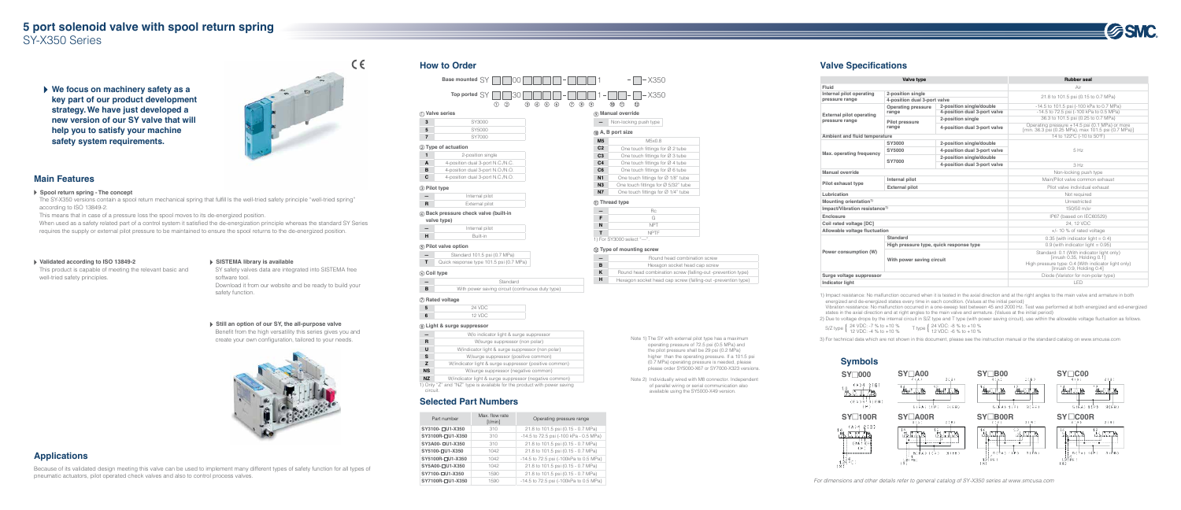# 5 port solenoid valve with spool return spring

## SY-X350 Series

▶ **We focus on machinery safety as a key part of our product development strategy. We have just developed a new version of our SY valve that will help you to satisfy your machine safety system requirements.**

## Main Features

▶ **Spool return spring - The concept**

The SY-X350 versions contain a spool return mechanical spring that fulfill ls the well-tried safety principle "well-tried spring" according to ISO 13849-2.

This means that in case of a pressure loss the spool moves to its de-energized position.

When used as a safety related part of a control system it satisfied the de-energization principle whereas the standard SY Series requires the supply or external pilot pressure to be maintained to ensure the spool returns to the de-energized position.

▶ **Validated according to ISO 13849-2**

This product is capable of meeting the relevant basic and well-tried safety principles.

▶ **SISTEMA library is available**

SY safety valves data are integrated into SISTEMA free software tool.

Download it from our website and be ready to build your safety function.

▶ **Still an option of our SY, the all-purpose valve**

Benefit from the high versatility this series gives you and create your own configuration, tailored to your needs.

## Applications

Because of its validated design meeting this valve can be used to implement many different types of safety function for all types of pneumatic actuators, pilot operated check valves and also to control process valves.

## How to Order

Base mounted SY □ □ 00 □ □ □ □ - □ □ □ 1 - □ - X350

Top ported SY □ □ 30 □ □ □ □ - □ □ □ 1 - □ □ - □ - X350

① ② ③ ④ ⑤ ⑥ ⑦ ⑧ ⑨ ⑩ ⑪ ⑫

① **Valve series**

| | |
|---|---|
| 3 | SY3000 |
| 5 | SY5000 |
| 7 | SY7000 |

② **Type of actuation**

| | |
|---|---|
| 1 | 2-position single |
| A | 4-position dual 3-port N.C./N.C. |
| B | 4-position dual 3-port N.O./N.O. |
| C | 4-position dual 3-port N.C./N.O. |

③ **Pilot type**

| | |
|---|---|
| – | Internal pilot |
| R | External pilot |

④ **Back pressure check valve (built-in valve type)**

| | |
|---|---|
| – | Internal pilot |
| H | Built-in |

⑤ **Pilot valve option**

| | |
|---|---|
| – | Standard 101.5 psi (0.7 MPa) |
| T | Quick response type 101.5 psi (0.7 MPa) |

⑥ **Coil type**

| | |
|---|---|
| – | Standard |
| B | With power saving circuit (continuous duty type) |

⑦ **Rated voltage**

| | |
|---|---|
| 5 | 24 VDC |
| 6 | 12 VDC |

⑧ **Light & surge suppressor**

| | |
|---|---|
| – | W/o indicator light & surge suppressor |
| R | W/surge suppressor (non polar) |
| U | W/indicator light & surge suppressor (non polar) |
| S | W/surge suppressor (positive common) |
| Z | W/indicator light & surge suppressor (positive common) |
| NS | W/surge suppressor (negative common) |
| NZ | W/indicator light & surge suppressor (negative common) |

1) Only "Z" and "NZ" type is available for the product with power saving circuit.

⑨ **Manual override**

| | |
|---|---|
| – | Non-locking push type |

⑩ **A, B port size**

| | |
|---|---|
| M5 | M5x0.8 |
| C2 | One touch fittings for Ø 2 tube |
| C3 | One touch fittings for Ø 3 tube |
| C4 | One touch fittings for Ø 4 tube |
| C6 | One touch fittings for Ø 6 tube |
| N1 | One touch fittings for Ø 1/8" tube |
| N3 | One touch fittings for Ø 5/32" tube |
| N7 | One touch fittings for Ø 1/4" tube |

⑪ **Thread type**

| | |
|---|---|
| – | Rc |
| F | G |
| N | NPT |
| T | NPTF |

1) For SY3000 select "—"

⑫ **Type of mounting screw**

| | |
|---|---|
| – | Round head combination screw |
| B | Hexagon socket head cap screw |
| K | Round head combination screw (falling-out -prevention type) |
| H | Hexagon socket head cap screw (falling-out -prevention type) |

Note 1) The SY with external pilot type has a maximum operating pressure of 72.5 psi (0.5 MPa) and the pilot pressure shall be 29 psi (0.2 MPa) higher than the operating pressure. If a 101.5 psi (0.7 MPa) operating pressure is needed, please please order SY5000-X67 or SY7000-X323 versions.

Note 2) Individually wired with M8 connector. Independent of parallel wiring or serial communication also available using the SY5000-X49 version.

## Selected Part Numbers

| Part number | Max. flow rate [l/min] | Operating pressure range |
|---|---|---|
| SY3100-□U1-X350 | 310 | 21.8 to 101.5 psi (0.15 - 0.7 MPa) |
| SY3100R-□U1-X350 | 310 | -14.5 to 72.5 psi (-100 kPa - 0.5 MPa) |
| SY3A00-□U1-X350 | 310 | 21.8 to 101.5 psi (0.15 - 0.7 MPa) |
| SY5100-□U1-X350 | 1042 | 21.8 to 101.5 psi (0.15 - 0.7 MPa) |
| SY5100R-□U1-X350 | 1042 | -14.5 to 72.5 psi (-100kPa to 0.5 MPa) |
| SY5A00-□U1-X350 | 1042 | 21.8 to 101.5 psi (0.15 - 0.7 MPa) |
| SY7100-□U1-X350 | 1590 | 21.8 to 101.5 psi (0.15 - 0.7 MPa) |
| SY7100R-□U1-X350 | 1590 | -14.5 to 72.5 psi (-100kPa to 0.5 MPa) |

## Valve Specifications

| Valve type | | | Rubber seal |
|---|---|---|---|
| Fluid | | | Air |
| Internal pilot operating pressure range | 2-position single | | 21.8 to 101.5 psi (0.15 to 0.7 MPa) |
| | 4-position dual 3-port valve | | |
| External pilot operating pressure range | Operating pressure range | 2-position single/double | -14.5 to 101.5 psi (-100 kPa to 0.7 MPa) |
| | | 4-position dual 3-port valve | -14.5 to 72.5 psi (-100 kPa to 0.5 MPa) |
| | Pilot pressure range | 2-position single | 36.3 to 101.5 psi (0.25 to 0.7 MPa) |
| | | 4-position dual 3-port valve | Operating pressure +14.5 psi (0.1 MPa) or more [min. 36.3 psi (0.25 MPa), max 101.5 psi (0.7 MPa)] |
| Ambient and fluid temperature | | | 14 to 122°C (-10 to 50°F) |
| Max. operating frequency | SY3000 | 2-position single/double | 5 Hz |
| | SY5000 | 4-position dual 3-port valve | |
| | SY7000 | 2-position single/double | |
| | | 4-position dual 3-port valve | 3 Hz |
| Manual override | | | Non-locking push type |
| Pilot exhaust type | Internal pilot | | Main/Pilot valve common exhaust |
| | External pilot | | Pilot valve individual exhaust |
| Lubrication | | | Not required |
| Mounting orientation[1] | | | Unrestricted |
| Impact/Vibration resistance[1] | | | 150/30 m/s² |
| Enclosure | | | IP67 (based on IEC60529) |
| Coil rated voltage [DC] | | | 24, 12 VDC |
| Allowable voltage fluctuation | | | +/- 10 % of rated voltage |
| Power consumption (W) | Standard | | 0.35 (with indicator light = 0.4) |
| | High pressure type, quick response type | | 0.9 (with indicator light = 0.95) |
| | With power saving circuit | | Standard: 0.1 (With indicator light only) [Inrush 0.35, Holding 0.1]<br>High pressure type: 0.4 (With indicator light only) [Inrush 0.9, Holding 0.4] |
| Surge voltage suppressor | | | Diode (Varistor for non-polar type) |
| Indicator light | | | LED |

1) Impact resistance: No malfunction occurred when it is tested in the axial direction and at the right angles to the main valve and armature in both energized and de-energized states every time in each condition. (Values at the initial period)
Vibration resistance: No malfunction occurred in a one-sweep test between 45 and 2000 Hz. Test was performed at both energized and ed-energized states in the axial direction and at right angles to the main valve and armature. (Values at the initial period)

2) Due to voltage drops by the internal circuit in S/Z type and T type (with power saving circuit), use within the allowable voltage fluctuation as follows.

S/Z type { 24 VDC: -7 % to +10 %; 12 VDC: -4 % to +10 % }  T type { 24 VDC: -8 % to +10 %; 12 VDC: -6 % to +10 % }

3) For technical data which are not shown in this document, please see the instruction manual or the standard catalog on www.smcusa.com

## Symbols

SY□000  SY□A00  SY□B00  SY□C00

SY□100R  SY□A00R  SY□B00R  SY□C00R

*For dimensions and other details refer to general catalog of SY-X350 series at www.smcusa.com*